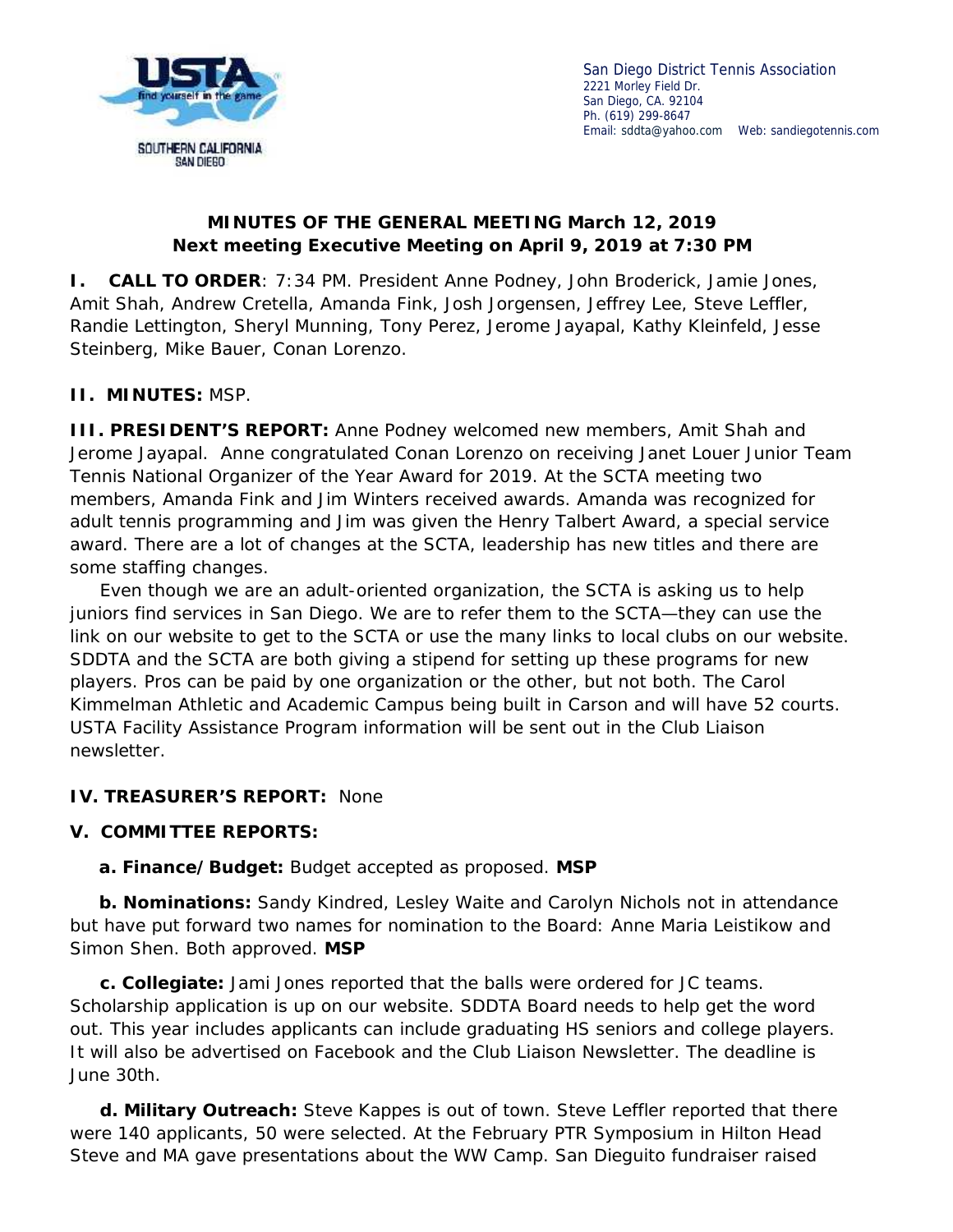San Diego District Tennis Association
2221 Morley Field Dr.
San Diego, CA. 92104
Ph. (619) 299-8647
Email: sddta@yahoo.com Web: sandiegotennis.com

**MINUTES OF THE GENERAL MEETING March 12, 2019**
**Next meeting Executive Meeting on April 9, 2019 at 7:30 PM**

**I. CALL TO ORDER**: 7:34 PM. President Anne Podney, John Broderick, Jamie Jones, Amit Shah, Andrew Cretella, Amanda Fink, Josh Jorgensen, Jeffrey Lee, Steve Leffler, Randie Lettington, Sheryl Munning, Tony Perez, Jerome Jayapal, Kathy Kleinfeld, Jesse Steinberg, Mike Bauer, Conan Lorenzo.

**II. MINUTES:** MSP.

**III. PRESIDENT'S REPORT:** Anne Podney welcomed new members, Amit Shah and Jerome Jayapal. Anne congratulated Conan Lorenzo on receiving Janet Louer Junior Team Tennis National Organizer of the Year Award for 2019. At the SCTA meeting two members, Amanda Fink and Jim Winters received awards. Amanda was recognized for adult tennis programming and Jim was given the Henry Talbert Award, a special service award. There are a lot of changes at the SCTA, leadership has new titles and there are some staffing changes.

Even though we are an adult-oriented organization, the SCTA is asking us to help juniors find services in San Diego. We are to refer them to the SCTA—they can use the link on our website to get to the SCTA or use the many links to local clubs on our website. SDDTA and the SCTA are both giving a stipend for setting up these programs for new players. Pros can be paid by one organization or the other, but not both. The Carol Kimmelman Athletic and Academic Campus being built in Carson and will have 52 courts. USTA Facility Assistance Program information will be sent out in the Club Liaison newsletter.

**IV. TREASURER'S REPORT:** None

**V. COMMITTEE REPORTS:**

**a. Finance/Budget:** Budget accepted as proposed. **MSP**

**b. Nominations:** Sandy Kindred, Lesley Waite and Carolyn Nichols not in attendance but have put forward two names for nomination to the Board: Anne Maria Leistikow and Simon Shen. Both approved. **MSP**

**c. Collegiate:** Jami Jones reported that the balls were ordered for JC teams. Scholarship application is up on our website. SDDTA Board needs to help get the word out. This year includes applicants can include graduating HS seniors and college players. It will also be advertised on Facebook and the Club Liaison Newsletter. The deadline is June 30th.

**d. Military Outreach:** Steve Kappes is out of town. Steve Leffler reported that there were 140 applicants, 50 were selected. At the February PTR Symposium in Hilton Head Steve and MA gave presentations about the WW Camp. San Dieguito fundraiser raised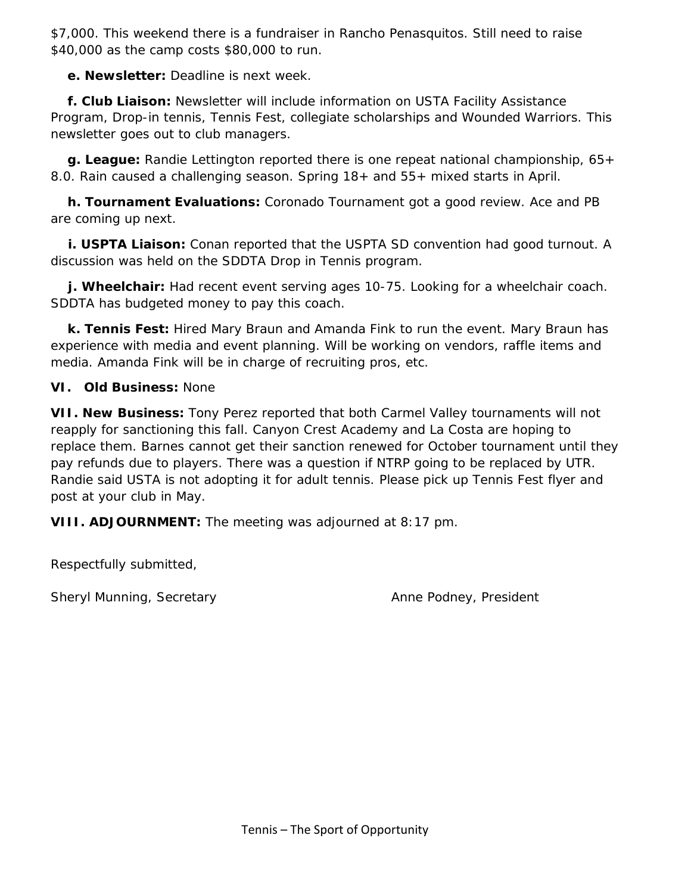$7,000. This weekend there is a fundraiser in Rancho Penasquitos. Still need to raise $40,000 as the camp costs $80,000 to run.

**e. Newsletter:** Deadline is next week.

**f. Club Liaison:** Newsletter will include information on USTA Facility Assistance Program, Drop-in tennis, Tennis Fest, collegiate scholarships and Wounded Warriors. This newsletter goes out to club managers.

**g. League:** Randie Lettington reported there is one repeat national championship, 65+ 8.0. Rain caused a challenging season. Spring 18+ and 55+ mixed starts in April.

**h. Tournament Evaluations:** Coronado Tournament got a good review. Ace and PB are coming up next.

**i. USPTA Liaison:** Conan reported that the USPTA SD convention had good turnout. A discussion was held on the SDDTA Drop in Tennis program.

**j. Wheelchair:** Had recent event serving ages 10-75. Looking for a wheelchair coach. SDDTA has budgeted money to pay this coach.

**k. Tennis Fest:** Hired Mary Braun and Amanda Fink to run the event. Mary Braun has experience with media and event planning. Will be working on vendors, raffle items and media. Amanda Fink will be in charge of recruiting pros, etc.

**VI. Old Business:** None

**VII. New Business:** Tony Perez reported that both Carmel Valley tournaments will not reapply for sanctioning this fall. Canyon Crest Academy and La Costa are hoping to replace them. Barnes cannot get their sanction renewed for October tournament until they pay refunds due to players. There was a question if NTRP going to be replaced by UTR. Randie said USTA is not adopting it for adult tennis. Please pick up Tennis Fest flyer and post at your club in May.

**VIII. ADJOURNMENT:** The meeting was adjourned at 8:17 pm.

Respectfully submitted,

Sheryl Munning, Secretary

Anne Podney, President

Tennis – The Sport of Opportunity